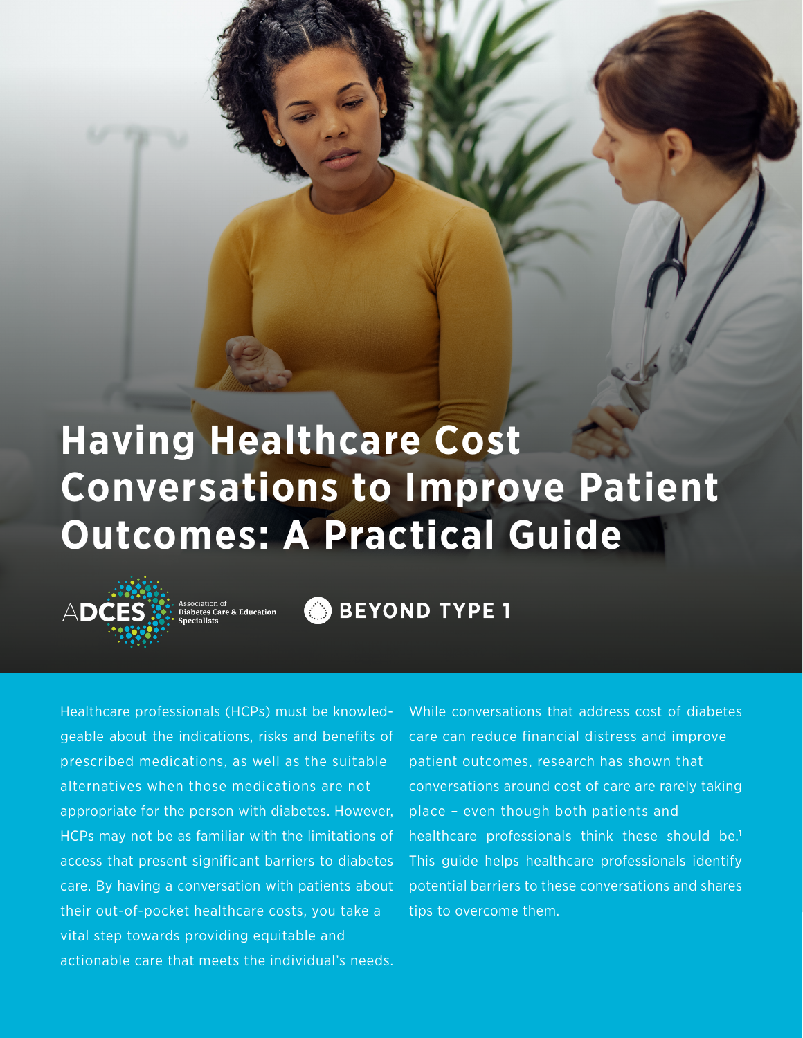# Having Healthcare Cost Conversations to Improve Patient Outcomes: A Practical Guide

ADCES Association of Diabetes Care & Education Specialists

BEYOND TYPE 1

Healthcare professionals (HCPs) must be knowledgeable about the indications, risks and benefits of prescribed medications, as well as the suitable alternatives when those medications are not appropriate for the person with diabetes. However, HCPs may not be as familiar with the limitations of access that present significant barriers to diabetes care. By having a conversation with patients about their out-of-pocket healthcare costs, you take a vital step towards providing equitable and actionable care that meets the individual's needs.

While conversations that address cost of diabetes care can reduce financial distress and improve patient outcomes, research has shown that conversations around cost of care are rarely taking place – even though both patients and healthcare professionals think these should be.[1] This guide helps healthcare professionals identify potential barriers to these conversations and shares tips to overcome them.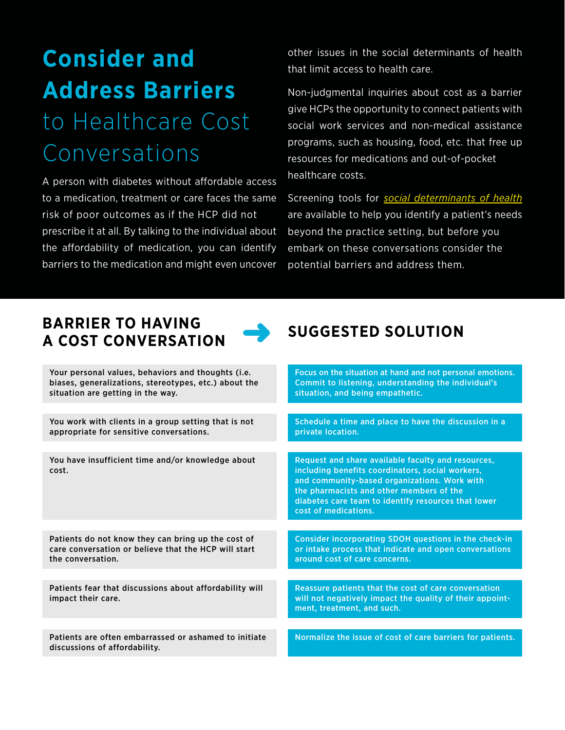# Consider and Address Barriers to Healthcare Cost Conversations

A person with diabetes without affordable access to a medication, treatment or care faces the same risk of poor outcomes as if the HCP did not prescribe it at all. By talking to the individual about the affordability of medication, you can identify barriers to the medication and might even uncover other issues in the social determinants of health that limit access to health care.

Non-judgmental inquiries about cost as a barrier give HCPs the opportunity to connect patients with social work services and non-medical assistance programs, such as housing, food, etc. that free up resources for medications and out-of-pocket healthcare costs.

Screening tools for *social determinants of health* are available to help you identify a patient's needs beyond the practice setting, but before you embark on these conversations consider the potential barriers and address them.

| BARRIER TO HAVING A COST CONVERSATION | SUGGESTED SOLUTION |
|---|---|
| Your personal values, behaviors and thoughts (i.e. biases, generalizations, stereotypes, etc.) about the situation are getting in the way. | Focus on the situation at hand and not personal emotions. Commit to listening, understanding the individual's situation, and being empathetic. |
| You work with clients in a group setting that is not appropriate for sensitive conversations. | Schedule a time and place to have the discussion in a private location. |
| You have insufficient time and/or knowledge about cost. | Request and share available faculty and resources, including benefits coordinators, social workers, and community-based organizations. Work with the pharmacists and other members of the diabetes care team to identify resources that lower cost of medications. |
| Patients do not know they can bring up the cost of care conversation or believe that the HCP will start the conversation. | Consider incorporating SDOH questions in the check-in or intake process that indicate and open conversations around cost of care concerns. |
| Patients fear that discussions about affordability will impact their care. | Reassure patients that the cost of care conversation will not negatively impact the quality of their appointment, treatment, and such. |
| Patients are often embarrassed or ashamed to initiate discussions of affordability. | Normalize the issue of cost of care barriers for patients. |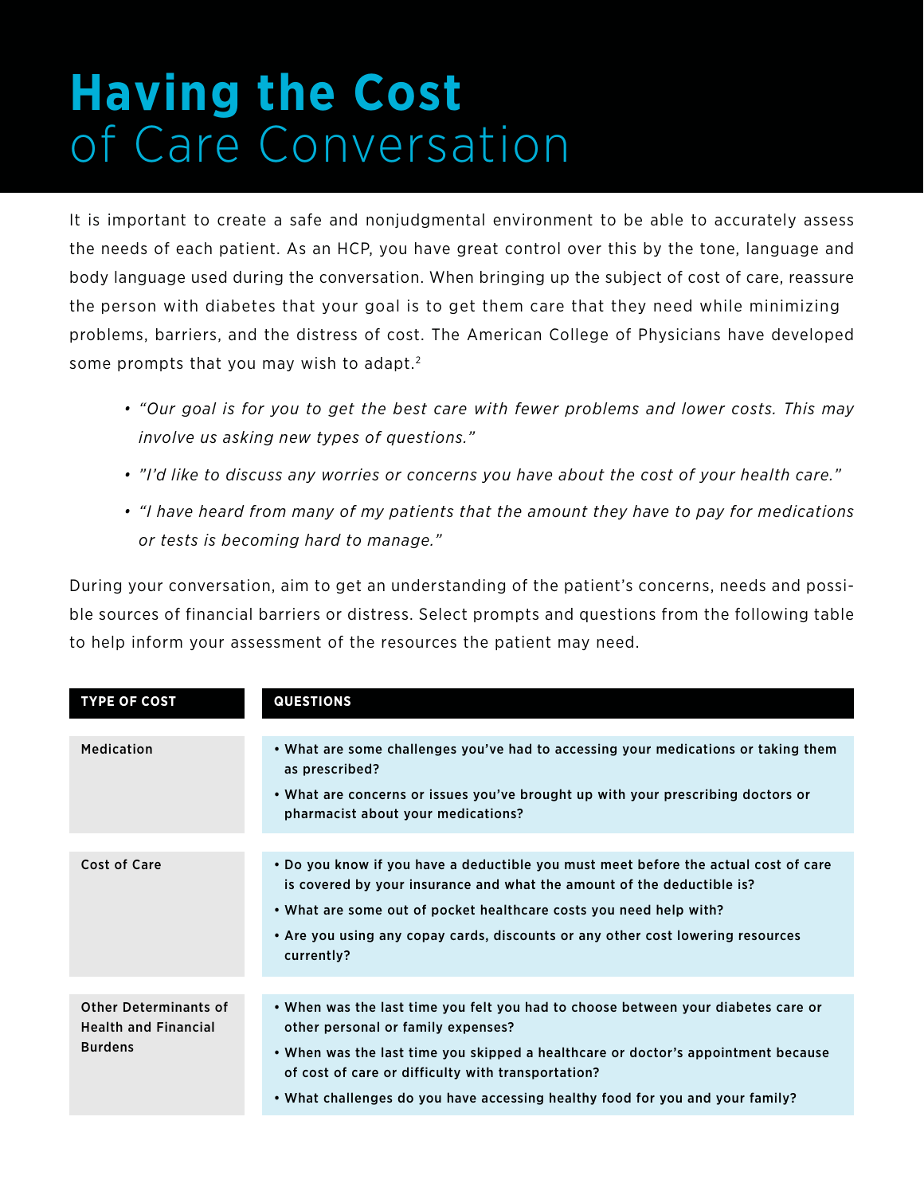# **Having the Cost** of Care Conversation

It is important to create a safe and nonjudgmental environment to be able to accurately assess the needs of each patient. As an HCP, you have great control over this by the tone, language and body language used during the conversation. When bringing up the subject of cost of care, reassure the person with diabetes that your goal is to get them care that they need while minimizing problems, barriers, and the distress of cost. The American College of Physicians have developed some prompts that you may wish to adapt.[2]

- *"Our goal is for you to get the best care with fewer problems and lower costs. This may involve us asking new types of questions."*
- *"I'd like to discuss any worries or concerns you have about the cost of your health care."*
- *"I have heard from many of my patients that the amount they have to pay for medications or tests is becoming hard to manage."*

During your conversation, aim to get an understanding of the patient's concerns, needs and possible sources of financial barriers or distress. Select prompts and questions from the following table to help inform your assessment of the resources the patient may need.

| TYPE OF COST | QUESTIONS |
| --- | --- |
| Medication | • What are some challenges you've had to accessing your medications or taking them as prescribed?<br>• What are concerns or issues you've brought up with your prescribing doctors or pharmacist about your medications? |
| Cost of Care | • Do you know if you have a deductible you must meet before the actual cost of care is covered by your insurance and what the amount of the deductible is?<br>• What are some out of pocket healthcare costs you need help with?<br>• Are you using any copay cards, discounts or any other cost lowering resources currently? |
| Other Determinants of Health and Financial Burdens | • When was the last time you felt you had to choose between your diabetes care or other personal or family expenses?<br>• When was the last time you skipped a healthcare or doctor's appointment because of cost of care or difficulty with transportation?<br>• What challenges do you have accessing healthy food for you and your family? |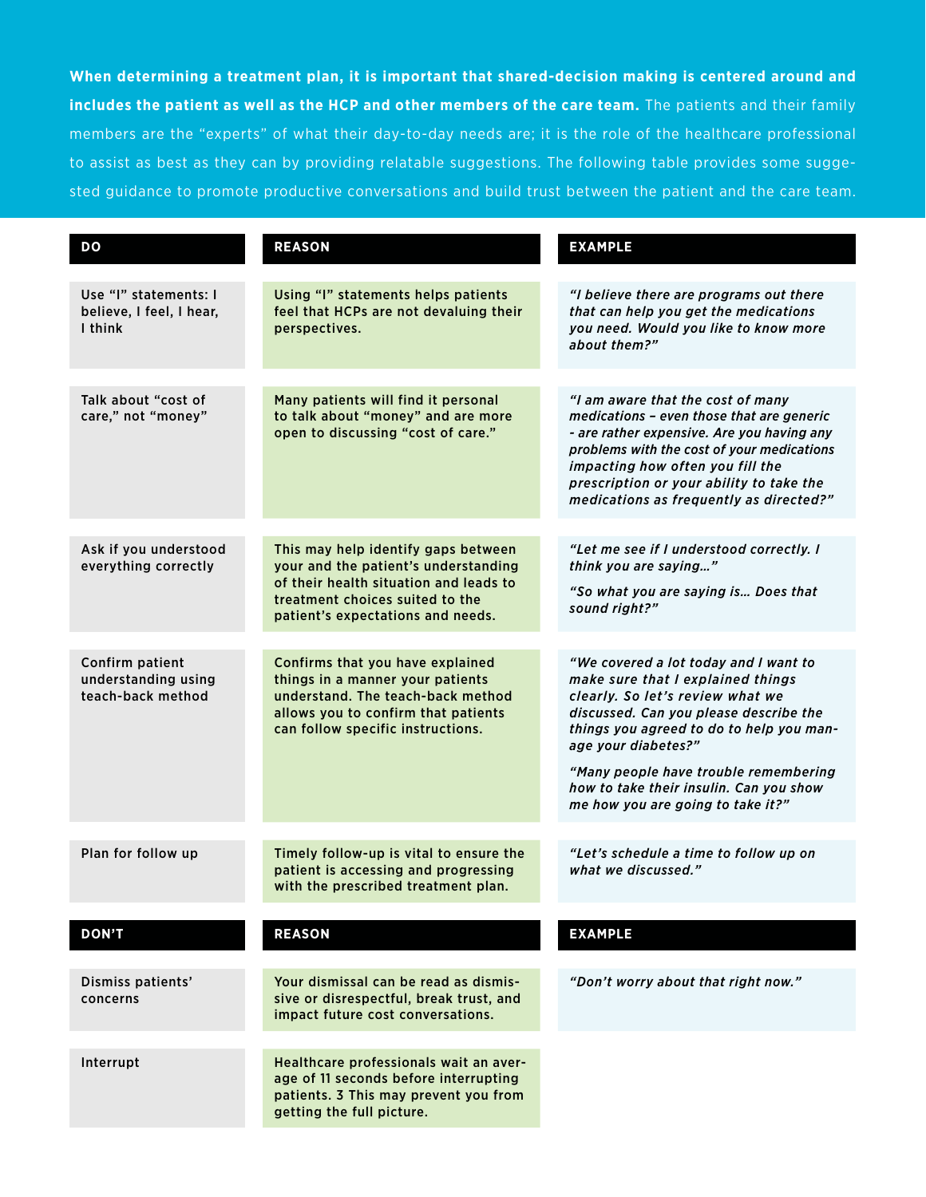**When determining a treatment plan, it is important that shared-decision making is centered around and includes the patient as well as the HCP and other members of the care team.** The patients and their family members are the "experts" of what their day-to-day needs are; it is the role of the healthcare professional to assist as best as they can by providing relatable suggestions. The following table provides some suggested guidance to promote productive conversations and build trust between the patient and the care team.

| DO | REASON | EXAMPLE |
|---|---|---|
| Use "I" statements: I believe, I feel, I hear, I think | Using "I" statements helps patients feel that HCPs are not devaluing their perspectives. | *"I believe there are programs out there that can help you get the medications you need. Would you like to know more about them?"* |
| Talk about "cost of care," not "money" | Many patients will find it personal to talk about "money" and are more open to discussing "cost of care." | *"I am aware that the cost of many medications – even those that are generic - are rather expensive. Are you having any problems with the cost of your medications impacting how often you fill the prescription or your ability to take the medications as frequently as directed?"* |
| Ask if you understood everything correctly | This may help identify gaps between your and the patient's understanding of their health situation and leads to treatment choices suited to the patient's expectations and needs. | *"Let me see if I understood correctly. I think you are saying…"* *"So what you are saying is… Does that sound right?"* |
| Confirm patient understanding using teach-back method | Confirms that you have explained things in a manner your patients understand. The teach-back method allows you to confirm that patients can follow specific instructions. | *"We covered a lot today and I want to make sure that I explained things clearly. So let's review what we discussed. Can you please describe the things you agreed to do to help you manage your diabetes?"* *"Many people have trouble remembering how to take their insulin. Can you show me how you are going to take it?"* |
| Plan for follow up | Timely follow-up is vital to ensure the patient is accessing and progressing with the prescribed treatment plan. | *"Let's schedule a time to follow up on what we discussed."* |

| DON'T | REASON | EXAMPLE |
|---|---|---|
| Dismiss patients' concerns | Your dismissal can be read as dismissive or disrespectful, break trust, and impact future cost conversations. | *"Don't worry about that right now."* |
| Interrupt | Healthcare professionals wait an average of 11 seconds before interrupting patients. 3 This may prevent you from getting the full picture. | |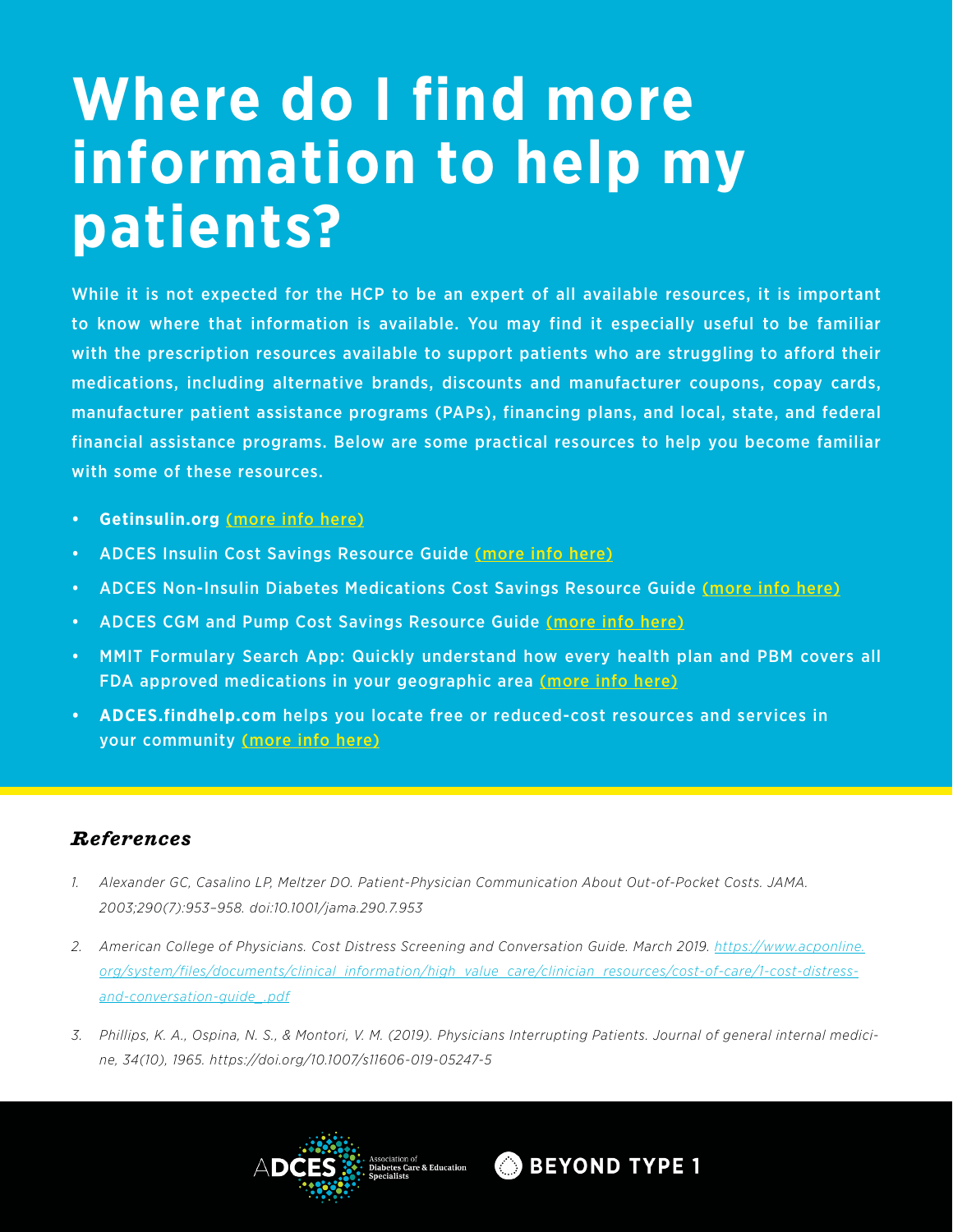# Where do I find more information to help my patients?

**While it is not expected for the HCP to be an expert of all available resources, it is important to know where that information is available. You may find it especially useful to be familiar with the prescription resources available to support patients who are struggling to afford their medications, including alternative brands, discounts and manufacturer coupons, copay cards, manufacturer patient assistance programs (PAPs), financing plans, and local, state, and federal financial assistance programs. Below are some practical resources to help you become familiar with some of these resources.**

- **Getinsulin.org** (more info here)
- ADCES Insulin Cost Savings Resource Guide (more info here)
- ADCES Non-Insulin Diabetes Medications Cost Savings Resource Guide (more info here)
- ADCES CGM and Pump Cost Savings Resource Guide (more info here)
- MMIT Formulary Search App: Quickly understand how every health plan and PBM covers all FDA approved medications in your geographic area (more info here)
- **ADCES.findhelp.com** helps you locate free or reduced-cost resources and services in your community (more info here)

## *References*

1. *Alexander GC, Casalino LP, Meltzer DO. Patient-Physician Communication About Out-of-Pocket Costs. JAMA. 2003;290(7):953–958. doi:10.1001/jama.290.7.953*
2. *American College of Physicians. Cost Distress Screening and Conversation Guide. March 2019. https://www.acponline.org/system/files/documents/clinical_information/high_value_care/clinician_resources/cost-of-care/1-cost-distress-and-conversation-guide_.pdf*
3. *Phillips, K. A., Ospina, N. S., & Montori, V. M. (2019). Physicians Interrupting Patients. Journal of general internal medicine, 34(10), 1965. https://doi.org/10.1007/s11606-019-05247-5*

ADCES Association of Diabetes Care & Education Specialists

BEYOND TYPE 1